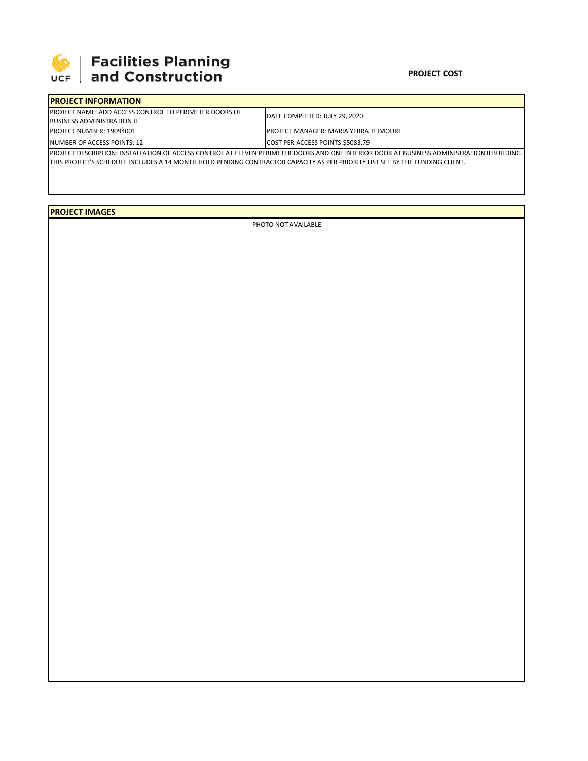Facilities Planning and Construction

**PROJECT COST**

## PROJECT INFORMATION

| | |
|---|---|
| PROJECT NAME: ADD ACCESS CONTROL TO PERIMETER DOORS OF BUSINESS ADMINISTRATION II | DATE COMPLETED: JULY 29, 2020 |
| PROJECT NUMBER: 19094001 | PROJECT MANAGER: MARIA YEBRA TEIMOURI |
| NUMBER OF ACCESS POINTS: 12 | COST PER ACCESS POINTS:$5083.79 |

PROJECT DESCRIPTION: INSTALLATION OF ACCESS CONTROL AT ELEVEN PERIMETER DOORS AND ONE INTERIOR DOOR AT BUSINESS ADMINISTRATION II BUILDING. THIS PROJECT'S SCHEDULE INCLUDES A 14 MONTH HOLD PENDING CONTRACTOR CAPACITY AS PER PRIORITY LIST SET BY THE FUNDING CLIENT.

## PROJECT IMAGES

PHOTO NOT AVAILABLE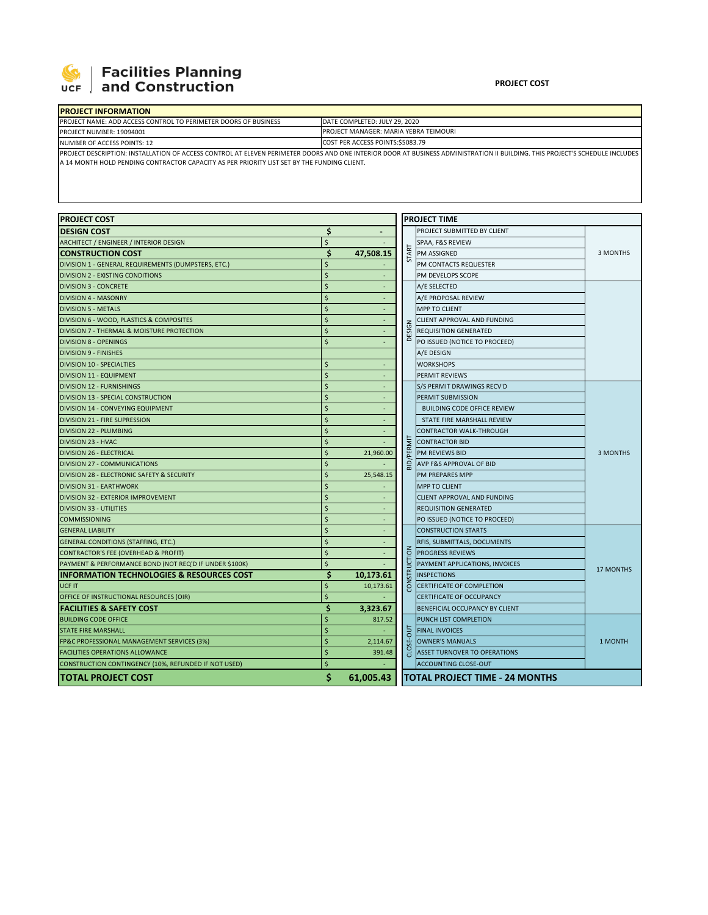**Facilities Planning and Construction**

**PROJECT COST**

| PROJECT INFORMATION | |
|---|---|
| PROJECT NAME: ADD ACCESS CONTROL TO PERIMETER DOORS OF BUSINESS | DATE COMPLETED: JULY 29, 2020 |
| PROJECT NUMBER: 19094001 | PROJECT MANAGER: MARIA YEBRA TEIMOURI |
| NUMBER OF ACCESS POINTS: 12 | COST PER ACCESS POINTS:$5083.79 |

PROJECT DESCRIPTION: INSTALLATION OF ACCESS CONTROL AT ELEVEN PERIMETER DOORS AND ONE INTERIOR DOOR AT BUSINESS ADMINISTRATION II BUILDING. THIS PROJECT'S SCHEDULE INCLUDES A 14 MONTH HOLD PENDING CONTRACTOR CAPACITY AS PER PRIORITY LIST SET BY THE FUNDING CLIENT.

| PROJECT COST | |
|---|---|
| **DESIGN COST** | **$ -** |
| ARCHITECT / ENGINEER / INTERIOR DESIGN | $ - |
| **CONSTRUCTION COST** | **$ 47,508.15** |
| DIVISION 1 - GENERAL REQUIREMENTS (DUMPSTERS, ETC.) | $ - |
| DIVISION 2 - EXISTING CONDITIONS | $ - |
| DIVISION 3 - CONCRETE | $ - |
| DIVISION 4 - MASONRY | $ - |
| DIVISION 5 - METALS | $ - |
| DIVISION 6 - WOOD, PLASTICS & COMPOSITES | $ - |
| DIVISION 7 - THERMAL & MOISTURE PROTECTION | $ - |
| DIVISION 8 - OPENINGS | $ - |
| DIVISION 9 - FINISHES | |
| DIVISION 10 - SPECIALTIES | $ - |
| DIVISION 11 - EQUIPMENT | $ - |
| DIVISION 12 - FURNISHINGS | $ - |
| DIVISION 13 - SPECIAL CONSTRUCTION | $ - |
| DIVISION 14 - CONVEYING EQUIPMENT | $ - |
| DIVISION 21 - FIRE SUPRESSION | $ - |
| DIVISION 22 - PLUMBING | $ - |
| DIVISION 23 - HVAC | $ - |
| DIVISION 26 - ELECTRICAL | $ 21,960.00 |
| DIVISION 27 - COMMUNICATIONS | $ - |
| DIVISION 28 - ELECTRONIC SAFETY & SECURITY | $ 25,548.15 |
| DIVISION 31 - EARTHWORK | $ - |
| DIVISION 32 - EXTERIOR IMPROVEMENT | $ - |
| DIVISION 33 - UTILITIES | $ - |
| COMMISSIONING | $ - |
| GENERAL LIABILITY | $ - |
| GENERAL CONDITIONS (STAFFING, ETC.) | $ - |
| CONTRACTOR'S FEE (OVERHEAD & PROFIT) | $ - |
| PAYMENT & PERFORMANCE BOND (NOT REQ'D IF UNDER $100K) | $ - |
| **INFORMATION TECHNOLOGIES & RESOURCES COST** | **$ 10,173.61** |
| UCF IT | $ 10,173.61 |
| OFFICE OF INSTRUCTIONAL RESOURCES (OIR) | $ - |
| **FACILITIES & SAFETY COST** | **$ 3,323.67** |
| BUILDING CODE OFFICE | $ 817.52 |
| STATE FIRE MARSHALL | $ - |
| FP&C PROFESSIONAL MANAGEMENT SERVICES (3%) | $ 2,114.67 |
| FACILITIES OPERATIONS ALLOWANCE | $ 391.48 |
| CONSTRUCTION CONTINGENCY (10%, REFUNDED IF NOT USED) | $ - |
| **TOTAL PROJECT COST** | **$ 61,005.43** |

| PROJECT TIME | | |
|---|---|---|
| START | PROJECT SUBMITTED BY CLIENT | 3 MONTHS |
| | SPAA, F&S REVIEW | |
| | PM ASSIGNED | |
| | PM CONTACTS REQUESTER | |
| | PM DEVELOPS SCOPE | |
| DESIGN | A/E SELECTED | |
| | A/E PROPOSAL REVIEW | |
| | MPP TO CLIENT | |
| | CLIENT APPROVAL AND FUNDING | |
| | REQUISITION GENERATED | |
| | PO ISSUED (NOTICE TO PROCEED) | |
| | A/E DESIGN | |
| | WORKSHOPS | |
| | PERMIT REVIEWS | |
| BID/PERMIT | S/S PERMIT DRAWINGS RECV'D | 3 MONTHS |
| | PERMIT SUBMISSION | |
| | BUILDING CODE OFFICE REVIEW | |
| | STATE FIRE MARSHALL REVIEW | |
| | CONTRACTOR WALK-THROUGH | |
| | CONTRACTOR BID | |
| | PM REVIEWS BID | |
| | AVP F&S APPROVAL OF BID | |
| | PM PREPARES MPP | |
| | MPP TO CLIENT | |
| | CLIENT APPROVAL AND FUNDING | |
| | REQUISITION GENERATED | |
| | PO ISSUED (NOTICE TO PROCEED) | |
| CONSTRUCTION | CONSTRUCTION STARTS | 17 MONTHS |
| | RFIS, SUBMITTALS, DOCUMENTS | |
| | PROGRESS REVIEWS | |
| | PAYMENT APPLICATIONS, INVOICES | |
| | INSPECTIONS | |
| | CERTIFICATE OF COMPLETION | |
| | CERTIFICATE OF OCCUPANCY | |
| | BENEFICIAL OCCUPANCY BY CLIENT | |
| CLOSE-OUT | PUNCH LIST COMPLETION | 1 MONTH |
| | FINAL INVOICES | |
| | OWNER'S MANUALS | |
| | ASSET TURNOVER TO OPERATIONS | |
| | ACCOUNTING CLOSE-OUT | |
| **TOTAL PROJECT TIME - 24 MONTHS** | | |